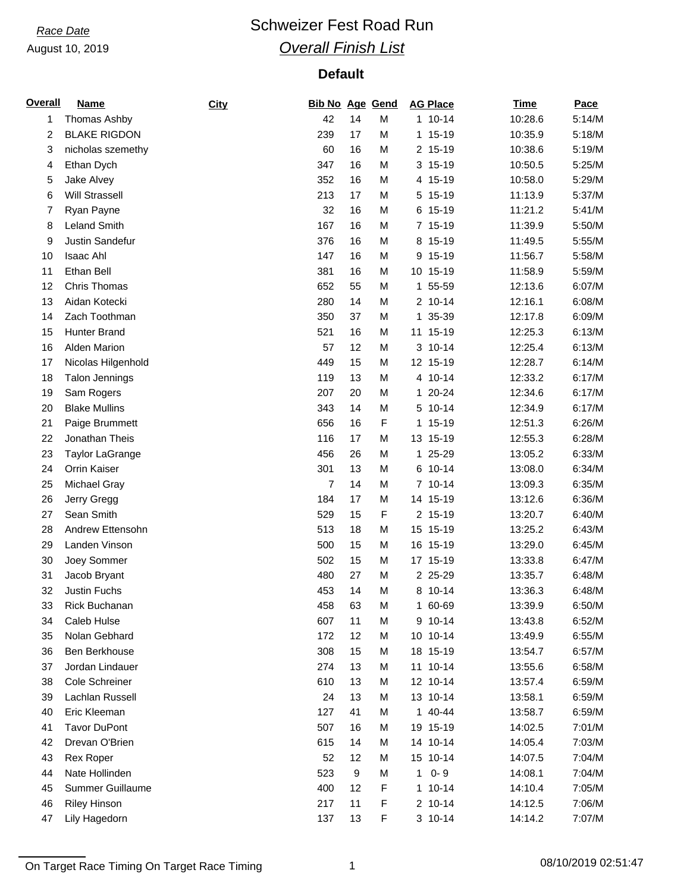*Race Date*

August 10, 2019

# Schweizer Fest Road Run

## *Overall Finish List*

### Default

| Overall | Name | City | Bib No | Age | Gend | AG Place | Time | Pace |
|---|---|---|---|---|---|---|---|---|
| 1 | Thomas Ashby | | 42 | 14 | M | 1 10-14 | 10:28.6 | 5:14/M |
| 2 | BLAKE RIGDON | | 239 | 17 | M | 1 15-19 | 10:35.9 | 5:18/M |
| 3 | nicholas szemethy | | 60 | 16 | M | 2 15-19 | 10:38.6 | 5:19/M |
| 4 | Ethan Dych | | 347 | 16 | M | 3 15-19 | 10:50.5 | 5:25/M |
| 5 | Jake Alvey | | 352 | 16 | M | 4 15-19 | 10:58.0 | 5:29/M |
| 6 | Will Strassell | | 213 | 17 | M | 5 15-19 | 11:13.9 | 5:37/M |
| 7 | Ryan Payne | | 32 | 16 | M | 6 15-19 | 11:21.2 | 5:41/M |
| 8 | Leland Smith | | 167 | 16 | M | 7 15-19 | 11:39.9 | 5:50/M |
| 9 | Justin Sandefur | | 376 | 16 | M | 8 15-19 | 11:49.5 | 5:55/M |
| 10 | Isaac Ahl | | 147 | 16 | M | 9 15-19 | 11:56.7 | 5:58/M |
| 11 | Ethan Bell | | 381 | 16 | M | 10 15-19 | 11:58.9 | 5:59/M |
| 12 | Chris Thomas | | 652 | 55 | M | 1 55-59 | 12:13.6 | 6:07/M |
| 13 | Aidan Kotecki | | 280 | 14 | M | 2 10-14 | 12:16.1 | 6:08/M |
| 14 | Zach Toothman | | 350 | 37 | M | 1 35-39 | 12:17.8 | 6:09/M |
| 15 | Hunter Brand | | 521 | 16 | M | 11 15-19 | 12:25.3 | 6:13/M |
| 16 | Alden Marion | | 57 | 12 | M | 3 10-14 | 12:25.4 | 6:13/M |
| 17 | Nicolas Hilgenhold | | 449 | 15 | M | 12 15-19 | 12:28.7 | 6:14/M |
| 18 | Talon Jennings | | 119 | 13 | M | 4 10-14 | 12:33.2 | 6:17/M |
| 19 | Sam Rogers | | 207 | 20 | M | 1 20-24 | 12:34.6 | 6:17/M |
| 20 | Blake Mullins | | 343 | 14 | M | 5 10-14 | 12:34.9 | 6:17/M |
| 21 | Paige Brummett | | 656 | 16 | F | 1 15-19 | 12:51.3 | 6:26/M |
| 22 | Jonathan Theis | | 116 | 17 | M | 13 15-19 | 12:55.3 | 6:28/M |
| 23 | Taylor LaGrange | | 456 | 26 | M | 1 25-29 | 13:05.2 | 6:33/M |
| 24 | Orrin Kaiser | | 301 | 13 | M | 6 10-14 | 13:08.0 | 6:34/M |
| 25 | Michael Gray | | 7 | 14 | M | 7 10-14 | 13:09.3 | 6:35/M |
| 26 | Jerry Gregg | | 184 | 17 | M | 14 15-19 | 13:12.6 | 6:36/M |
| 27 | Sean Smith | | 529 | 15 | F | 2 15-19 | 13:20.7 | 6:40/M |
| 28 | Andrew Ettensohn | | 513 | 18 | M | 15 15-19 | 13:25.2 | 6:43/M |
| 29 | Landen Vinson | | 500 | 15 | M | 16 15-19 | 13:29.0 | 6:45/M |
| 30 | Joey Sommer | | 502 | 15 | M | 17 15-19 | 13:33.8 | 6:47/M |
| 31 | Jacob Bryant | | 480 | 27 | M | 2 25-29 | 13:35.7 | 6:48/M |
| 32 | Justin Fuchs | | 453 | 14 | M | 8 10-14 | 13:36.3 | 6:48/M |
| 33 | Rick Buchanan | | 458 | 63 | M | 1 60-69 | 13:39.9 | 6:50/M |
| 34 | Caleb Hulse | | 607 | 11 | M | 9 10-14 | 13:43.8 | 6:52/M |
| 35 | Nolan Gebhard | | 172 | 12 | M | 10 10-14 | 13:49.9 | 6:55/M |
| 36 | Ben Berkhouse | | 308 | 15 | M | 18 15-19 | 13:54.7 | 6:57/M |
| 37 | Jordan Lindauer | | 274 | 13 | M | 11 10-14 | 13:55.6 | 6:58/M |
| 38 | Cole Schreiner | | 610 | 13 | M | 12 10-14 | 13:57.4 | 6:59/M |
| 39 | Lachlan Russell | | 24 | 13 | M | 13 10-14 | 13:58.1 | 6:59/M |
| 40 | Eric Kleeman | | 127 | 41 | M | 1 40-44 | 13:58.7 | 6:59/M |
| 41 | Tavor DuPont | | 507 | 16 | M | 19 15-19 | 14:02.5 | 7:01/M |
| 42 | Drevan O'Brien | | 615 | 14 | M | 14 10-14 | 14:05.4 | 7:03/M |
| 43 | Rex Roper | | 52 | 12 | M | 15 10-14 | 14:07.5 | 7:04/M |
| 44 | Nate Hollinden | | 523 | 9 | M | 1 0- 9 | 14:08.1 | 7:04/M |
| 45 | Summer Guillaume | | 400 | 12 | F | 1 10-14 | 14:10.4 | 7:05/M |
| 46 | Riley Hinson | | 217 | 11 | F | 2 10-14 | 14:12.5 | 7:06/M |
| 47 | Lily Hagedorn | | 137 | 13 | F | 3 10-14 | 14:14.2 | 7:07/M |

On Target Race Timing On Target Race Timing 08/10/2019 02:51:47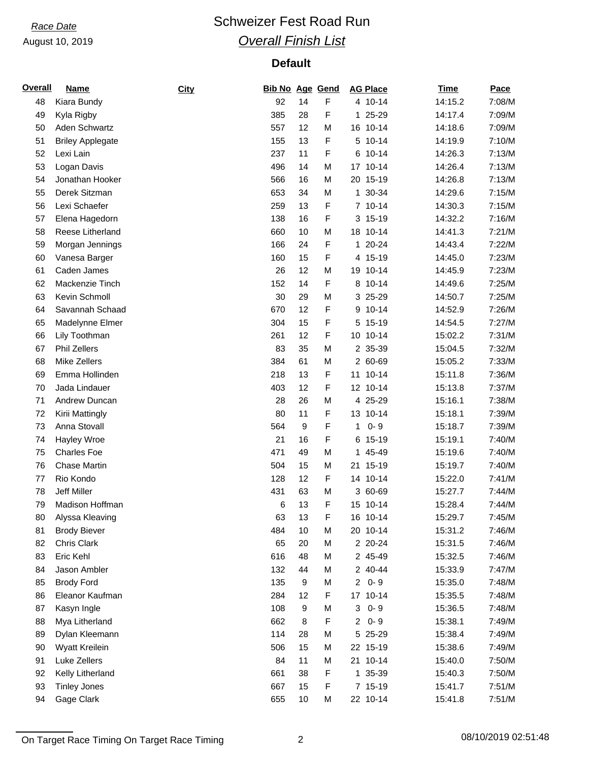*Race Date*

August 10, 2019

# Schweizer Fest Road Run

## *Overall Finish List*

### Default

| Overall | Name | City | Bib No | Age | Gend | AG Place | Time | Pace |
|---|---|---|---|---|---|---|---|---|
| 48 | Kiara Bundy | | 92 | 14 | F | 4 10-14 | 14:15.2 | 7:08/M |
| 49 | Kyla Rigby | | 385 | 28 | F | 1 25-29 | 14:17.4 | 7:09/M |
| 50 | Aden Schwartz | | 557 | 12 | M | 16 10-14 | 14:18.6 | 7:09/M |
| 51 | Briley Applegate | | 155 | 13 | F | 5 10-14 | 14:19.9 | 7:10/M |
| 52 | Lexi Lain | | 237 | 11 | F | 6 10-14 | 14:26.3 | 7:13/M |
| 53 | Logan Davis | | 496 | 14 | M | 17 10-14 | 14:26.4 | 7:13/M |
| 54 | Jonathan Hooker | | 566 | 16 | M | 20 15-19 | 14:26.8 | 7:13/M |
| 55 | Derek Sitzman | | 653 | 34 | M | 1 30-34 | 14:29.6 | 7:15/M |
| 56 | Lexi Schaefer | | 259 | 13 | F | 7 10-14 | 14:30.3 | 7:15/M |
| 57 | Elena Hagedorn | | 138 | 16 | F | 3 15-19 | 14:32.2 | 7:16/M |
| 58 | Reese Litherland | | 660 | 10 | M | 18 10-14 | 14:41.3 | 7:21/M |
| 59 | Morgan Jennings | | 166 | 24 | F | 1 20-24 | 14:43.4 | 7:22/M |
| 60 | Vanesa Barger | | 160 | 15 | F | 4 15-19 | 14:45.0 | 7:23/M |
| 61 | Caden James | | 26 | 12 | M | 19 10-14 | 14:45.9 | 7:23/M |
| 62 | Mackenzie Tinch | | 152 | 14 | F | 8 10-14 | 14:49.6 | 7:25/M |
| 63 | Kevin Schmoll | | 30 | 29 | M | 3 25-29 | 14:50.7 | 7:25/M |
| 64 | Savannah Schaad | | 670 | 12 | F | 9 10-14 | 14:52.9 | 7:26/M |
| 65 | Madelynne Elmer | | 304 | 15 | F | 5 15-19 | 14:54.5 | 7:27/M |
| 66 | Lily Toothman | | 261 | 12 | F | 10 10-14 | 15:02.2 | 7:31/M |
| 67 | Phil Zellers | | 83 | 35 | M | 2 35-39 | 15:04.5 | 7:32/M |
| 68 | Mike Zellers | | 384 | 61 | M | 2 60-69 | 15:05.2 | 7:33/M |
| 69 | Emma Hollinden | | 218 | 13 | F | 11 10-14 | 15:11.8 | 7:36/M |
| 70 | Jada Lindauer | | 403 | 12 | F | 12 10-14 | 15:13.8 | 7:37/M |
| 71 | Andrew Duncan | | 28 | 26 | M | 4 25-29 | 15:16.1 | 7:38/M |
| 72 | Kirii Mattingly | | 80 | 11 | F | 13 10-14 | 15:18.1 | 7:39/M |
| 73 | Anna Stovall | | 564 | 9 | F | 1 0- 9 | 15:18.7 | 7:39/M |
| 74 | Hayley Wroe | | 21 | 16 | F | 6 15-19 | 15:19.1 | 7:40/M |
| 75 | Charles Foe | | 471 | 49 | M | 1 45-49 | 15:19.6 | 7:40/M |
| 76 | Chase Martin | | 504 | 15 | M | 21 15-19 | 15:19.7 | 7:40/M |
| 77 | Rio Kondo | | 128 | 12 | F | 14 10-14 | 15:22.0 | 7:41/M |
| 78 | Jeff Miller | | 431 | 63 | M | 3 60-69 | 15:27.7 | 7:44/M |
| 79 | Madison Hoffman | | 6 | 13 | F | 15 10-14 | 15:28.4 | 7:44/M |
| 80 | Alyssa Kleaving | | 63 | 13 | F | 16 10-14 | 15:29.7 | 7:45/M |
| 81 | Brody Biever | | 484 | 10 | M | 20 10-14 | 15:31.2 | 7:46/M |
| 82 | Chris Clark | | 65 | 20 | M | 2 20-24 | 15:31.5 | 7:46/M |
| 83 | Eric Kehl | | 616 | 48 | M | 2 45-49 | 15:32.5 | 7:46/M |
| 84 | Jason Ambler | | 132 | 44 | M | 2 40-44 | 15:33.9 | 7:47/M |
| 85 | Brody Ford | | 135 | 9 | M | 2 0- 9 | 15:35.0 | 7:48/M |
| 86 | Eleanor Kaufman | | 284 | 12 | F | 17 10-14 | 15:35.5 | 7:48/M |
| 87 | Kasyn Ingle | | 108 | 9 | M | 3 0- 9 | 15:36.5 | 7:48/M |
| 88 | Mya Litherland | | 662 | 8 | F | 2 0- 9 | 15:38.1 | 7:49/M |
| 89 | Dylan Kleemann | | 114 | 28 | M | 5 25-29 | 15:38.4 | 7:49/M |
| 90 | Wyatt Kreilein | | 506 | 15 | M | 22 15-19 | 15:38.6 | 7:49/M |
| 91 | Luke Zellers | | 84 | 11 | M | 21 10-14 | 15:40.0 | 7:50/M |
| 92 | Kelly Litherland | | 661 | 38 | F | 1 35-39 | 15:40.3 | 7:50/M |
| 93 | Tinley Jones | | 667 | 15 | F | 7 15-19 | 15:41.7 | 7:51/M |
| 94 | Gage Clark | | 655 | 10 | M | 22 10-14 | 15:41.8 | 7:51/M |

On Target Race Timing On Target Race Timing

08/10/2019 02:51:48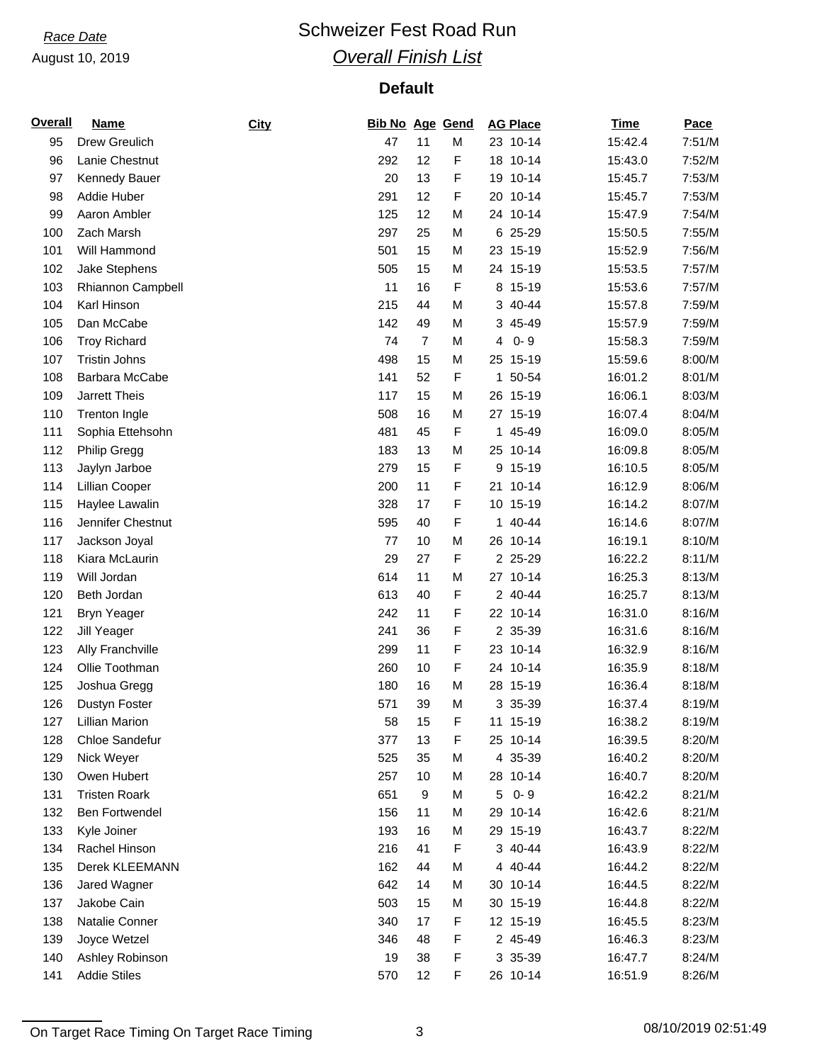*Race Date*

August 10, 2019

# Schweizer Fest Road Run

## *Overall Finish List*

### Default

| Overall | Name | City | Bib No | Age | Gend | AG Place | Time | Pace |
|---|---|---|---|---|---|---|---|---|
| 95 | Drew Greulich | | 47 | 11 | M | 23 10-14 | 15:42.4 | 7:51/M |
| 96 | Lanie Chestnut | | 292 | 12 | F | 18 10-14 | 15:43.0 | 7:52/M |
| 97 | Kennedy Bauer | | 20 | 13 | F | 19 10-14 | 15:45.7 | 7:53/M |
| 98 | Addie Huber | | 291 | 12 | F | 20 10-14 | 15:45.7 | 7:53/M |
| 99 | Aaron Ambler | | 125 | 12 | M | 24 10-14 | 15:47.9 | 7:54/M |
| 100 | Zach Marsh | | 297 | 25 | M | 6 25-29 | 15:50.5 | 7:55/M |
| 101 | Will Hammond | | 501 | 15 | M | 23 15-19 | 15:52.9 | 7:56/M |
| 102 | Jake Stephens | | 505 | 15 | M | 24 15-19 | 15:53.5 | 7:57/M |
| 103 | Rhiannon Campbell | | 11 | 16 | F | 8 15-19 | 15:53.6 | 7:57/M |
| 104 | Karl Hinson | | 215 | 44 | M | 3 40-44 | 15:57.8 | 7:59/M |
| 105 | Dan McCabe | | 142 | 49 | M | 3 45-49 | 15:57.9 | 7:59/M |
| 106 | Troy Richard | | 74 | 7 | M | 4 0- 9 | 15:58.3 | 7:59/M |
| 107 | Tristin Johns | | 498 | 15 | M | 25 15-19 | 15:59.6 | 8:00/M |
| 108 | Barbara McCabe | | 141 | 52 | F | 1 50-54 | 16:01.2 | 8:01/M |
| 109 | Jarrett Theis | | 117 | 15 | M | 26 15-19 | 16:06.1 | 8:03/M |
| 110 | Trenton Ingle | | 508 | 16 | M | 27 15-19 | 16:07.4 | 8:04/M |
| 111 | Sophia Ettehsohn | | 481 | 45 | F | 1 45-49 | 16:09.0 | 8:05/M |
| 112 | Philip Gregg | | 183 | 13 | M | 25 10-14 | 16:09.8 | 8:05/M |
| 113 | Jaylyn Jarboe | | 279 | 15 | F | 9 15-19 | 16:10.5 | 8:05/M |
| 114 | Lillian Cooper | | 200 | 11 | F | 21 10-14 | 16:12.9 | 8:06/M |
| 115 | Haylee Lawalin | | 328 | 17 | F | 10 15-19 | 16:14.2 | 8:07/M |
| 116 | Jennifer Chestnut | | 595 | 40 | F | 1 40-44 | 16:14.6 | 8:07/M |
| 117 | Jackson Joyal | | 77 | 10 | M | 26 10-14 | 16:19.1 | 8:10/M |
| 118 | Kiara McLaurin | | 29 | 27 | F | 2 25-29 | 16:22.2 | 8:11/M |
| 119 | Will Jordan | | 614 | 11 | M | 27 10-14 | 16:25.3 | 8:13/M |
| 120 | Beth Jordan | | 613 | 40 | F | 2 40-44 | 16:25.7 | 8:13/M |
| 121 | Bryn Yeager | | 242 | 11 | F | 22 10-14 | 16:31.0 | 8:16/M |
| 122 | Jill Yeager | | 241 | 36 | F | 2 35-39 | 16:31.6 | 8:16/M |
| 123 | Ally Franchville | | 299 | 11 | F | 23 10-14 | 16:32.9 | 8:16/M |
| 124 | Ollie Toothman | | 260 | 10 | F | 24 10-14 | 16:35.9 | 8:18/M |
| 125 | Joshua Gregg | | 180 | 16 | M | 28 15-19 | 16:36.4 | 8:18/M |
| 126 | Dustyn Foster | | 571 | 39 | M | 3 35-39 | 16:37.4 | 8:19/M |
| 127 | Lillian Marion | | 58 | 15 | F | 11 15-19 | 16:38.2 | 8:19/M |
| 128 | Chloe Sandefur | | 377 | 13 | F | 25 10-14 | 16:39.5 | 8:20/M |
| 129 | Nick Weyer | | 525 | 35 | M | 4 35-39 | 16:40.2 | 8:20/M |
| 130 | Owen Hubert | | 257 | 10 | M | 28 10-14 | 16:40.7 | 8:20/M |
| 131 | Tristen Roark | | 651 | 9 | M | 5 0- 9 | 16:42.2 | 8:21/M |
| 132 | Ben Fortwendel | | 156 | 11 | M | 29 10-14 | 16:42.6 | 8:21/M |
| 133 | Kyle Joiner | | 193 | 16 | M | 29 15-19 | 16:43.7 | 8:22/M |
| 134 | Rachel Hinson | | 216 | 41 | F | 3 40-44 | 16:43.9 | 8:22/M |
| 135 | Derek KLEEMANN | | 162 | 44 | M | 4 40-44 | 16:44.2 | 8:22/M |
| 136 | Jared Wagner | | 642 | 14 | M | 30 10-14 | 16:44.5 | 8:22/M |
| 137 | Jakobe Cain | | 503 | 15 | M | 30 15-19 | 16:44.8 | 8:22/M |
| 138 | Natalie Conner | | 340 | 17 | F | 12 15-19 | 16:45.5 | 8:23/M |
| 139 | Joyce Wetzel | | 346 | 48 | F | 2 45-49 | 16:46.3 | 8:23/M |
| 140 | Ashley Robinson | | 19 | 38 | F | 3 35-39 | 16:47.7 | 8:24/M |
| 141 | Addie Stiles | | 570 | 12 | F | 26 10-14 | 16:51.9 | 8:26/M |

On Target Race Timing On Target Race Timing 08/10/2019 02:51:49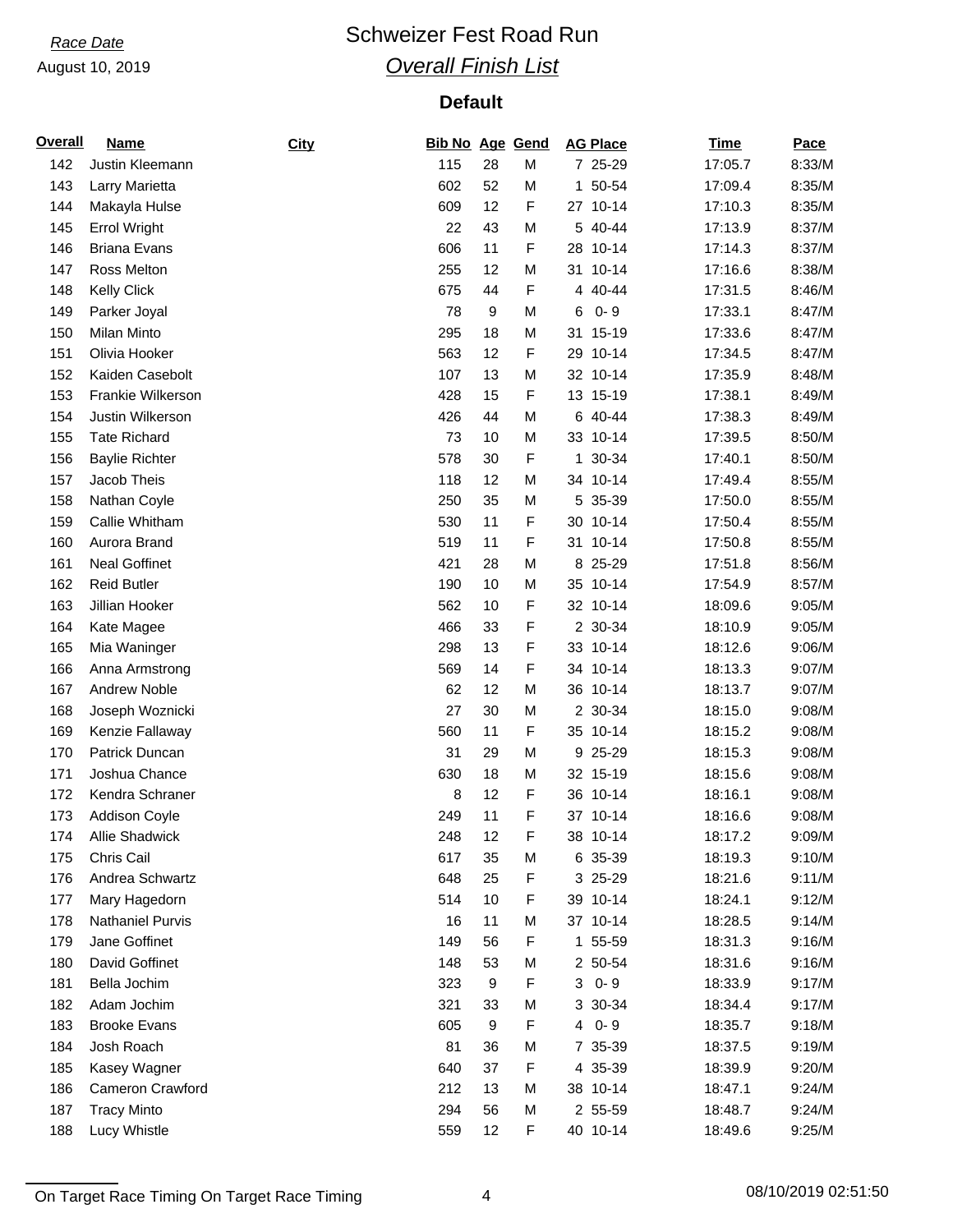Race Date

August 10, 2019

# Schweizer Fest Road Run

## *Overall Finish List*

### Default

| Overall | Name | City | Bib No | Age | Gend | AG Place | Time | Pace |
|---|---|---|---|---|---|---|---|---|
| 142 | Justin Kleemann | | 115 | 28 | M | 7 25-29 | 17:05.7 | 8:33/M |
| 143 | Larry Marietta | | 602 | 52 | M | 1 50-54 | 17:09.4 | 8:35/M |
| 144 | Makayla Hulse | | 609 | 12 | F | 27 10-14 | 17:10.3 | 8:35/M |
| 145 | Errol Wright | | 22 | 43 | M | 5 40-44 | 17:13.9 | 8:37/M |
| 146 | Briana Evans | | 606 | 11 | F | 28 10-14 | 17:14.3 | 8:37/M |
| 147 | Ross Melton | | 255 | 12 | M | 31 10-14 | 17:16.6 | 8:38/M |
| 148 | Kelly Click | | 675 | 44 | F | 4 40-44 | 17:31.5 | 8:46/M |
| 149 | Parker Joyal | | 78 | 9 | M | 6 0- 9 | 17:33.1 | 8:47/M |
| 150 | Milan Minto | | 295 | 18 | M | 31 15-19 | 17:33.6 | 8:47/M |
| 151 | Olivia Hooker | | 563 | 12 | F | 29 10-14 | 17:34.5 | 8:47/M |
| 152 | Kaiden Casebolt | | 107 | 13 | M | 32 10-14 | 17:35.9 | 8:48/M |
| 153 | Frankie Wilkerson | | 428 | 15 | F | 13 15-19 | 17:38.1 | 8:49/M |
| 154 | Justin Wilkerson | | 426 | 44 | M | 6 40-44 | 17:38.3 | 8:49/M |
| 155 | Tate Richard | | 73 | 10 | M | 33 10-14 | 17:39.5 | 8:50/M |
| 156 | Baylie Richter | | 578 | 30 | F | 1 30-34 | 17:40.1 | 8:50/M |
| 157 | Jacob Theis | | 118 | 12 | M | 34 10-14 | 17:49.4 | 8:55/M |
| 158 | Nathan Coyle | | 250 | 35 | M | 5 35-39 | 17:50.0 | 8:55/M |
| 159 | Callie Whitham | | 530 | 11 | F | 30 10-14 | 17:50.4 | 8:55/M |
| 160 | Aurora Brand | | 519 | 11 | F | 31 10-14 | 17:50.8 | 8:55/M |
| 161 | Neal Goffinet | | 421 | 28 | M | 8 25-29 | 17:51.8 | 8:56/M |
| 162 | Reid Butler | | 190 | 10 | M | 35 10-14 | 17:54.9 | 8:57/M |
| 163 | Jillian Hooker | | 562 | 10 | F | 32 10-14 | 18:09.6 | 9:05/M |
| 164 | Kate Magee | | 466 | 33 | F | 2 30-34 | 18:10.9 | 9:05/M |
| 165 | Mia Waninger | | 298 | 13 | F | 33 10-14 | 18:12.6 | 9:06/M |
| 166 | Anna Armstrong | | 569 | 14 | F | 34 10-14 | 18:13.3 | 9:07/M |
| 167 | Andrew Noble | | 62 | 12 | M | 36 10-14 | 18:13.7 | 9:07/M |
| 168 | Joseph Woznicki | | 27 | 30 | M | 2 30-34 | 18:15.0 | 9:08/M |
| 169 | Kenzie Fallaway | | 560 | 11 | F | 35 10-14 | 18:15.2 | 9:08/M |
| 170 | Patrick Duncan | | 31 | 29 | M | 9 25-29 | 18:15.3 | 9:08/M |
| 171 | Joshua Chance | | 630 | 18 | M | 32 15-19 | 18:15.6 | 9:08/M |
| 172 | Kendra Schraner | | 8 | 12 | F | 36 10-14 | 18:16.1 | 9:08/M |
| 173 | Addison Coyle | | 249 | 11 | F | 37 10-14 | 18:16.6 | 9:08/M |
| 174 | Allie Shadwick | | 248 | 12 | F | 38 10-14 | 18:17.2 | 9:09/M |
| 175 | Chris Cail | | 617 | 35 | M | 6 35-39 | 18:19.3 | 9:10/M |
| 176 | Andrea Schwartz | | 648 | 25 | F | 3 25-29 | 18:21.6 | 9:11/M |
| 177 | Mary Hagedorn | | 514 | 10 | F | 39 10-14 | 18:24.1 | 9:12/M |
| 178 | Nathaniel Purvis | | 16 | 11 | M | 37 10-14 | 18:28.5 | 9:14/M |
| 179 | Jane Goffinet | | 149 | 56 | F | 1 55-59 | 18:31.3 | 9:16/M |
| 180 | David Goffinet | | 148 | 53 | M | 2 50-54 | 18:31.6 | 9:16/M |
| 181 | Bella Jochim | | 323 | 9 | F | 3 0- 9 | 18:33.9 | 9:17/M |
| 182 | Adam Jochim | | 321 | 33 | M | 3 30-34 | 18:34.4 | 9:17/M |
| 183 | Brooke Evans | | 605 | 9 | F | 4 0- 9 | 18:35.7 | 9:18/M |
| 184 | Josh Roach | | 81 | 36 | M | 7 35-39 | 18:37.5 | 9:19/M |
| 185 | Kasey Wagner | | 640 | 37 | F | 4 35-39 | 18:39.9 | 9:20/M |
| 186 | Cameron Crawford | | 212 | 13 | M | 38 10-14 | 18:47.1 | 9:24/M |
| 187 | Tracy Minto | | 294 | 56 | M | 2 55-59 | 18:48.7 | 9:24/M |
| 188 | Lucy Whistle | | 559 | 12 | F | 40 10-14 | 18:49.6 | 9:25/M |

On Target Race Timing On Target Race Timing 08/10/2019 02:51:50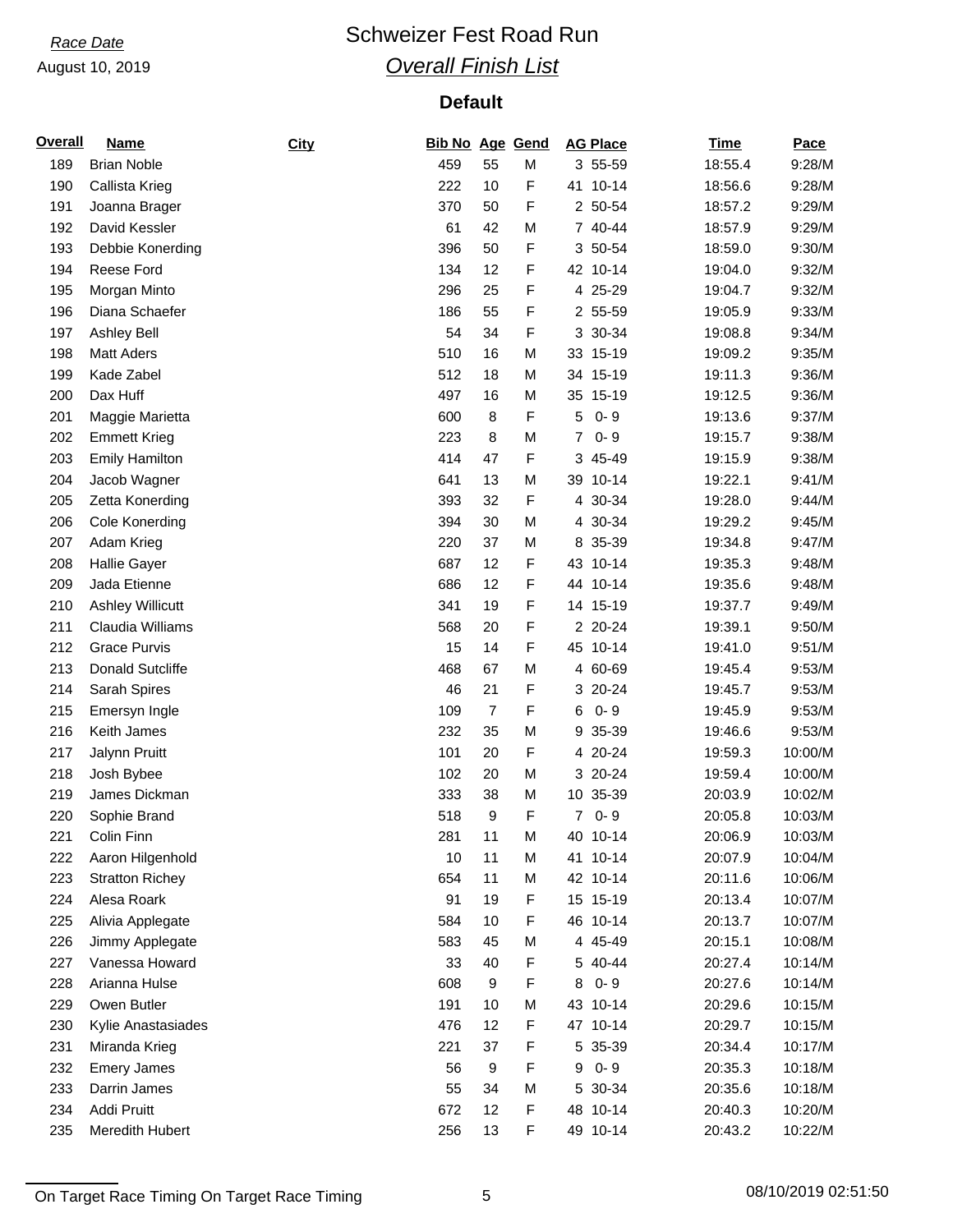*Race Date*

August 10, 2019

# Schweizer Fest Road Run

## *Overall Finish List*

### Default

| Overall | Name | City | Bib No | Age | Gend | AG Place | Time | Pace |
|---|---|---|---|---|---|---|---|---|
| 189 | Brian Noble | | 459 | 55 | M | 3 55-59 | 18:55.4 | 9:28/M |
| 190 | Callista Krieg | | 222 | 10 | F | 41 10-14 | 18:56.6 | 9:28/M |
| 191 | Joanna Brager | | 370 | 50 | F | 2 50-54 | 18:57.2 | 9:29/M |
| 192 | David Kessler | | 61 | 42 | M | 7 40-44 | 18:57.9 | 9:29/M |
| 193 | Debbie Konerding | | 396 | 50 | F | 3 50-54 | 18:59.0 | 9:30/M |
| 194 | Reese Ford | | 134 | 12 | F | 42 10-14 | 19:04.0 | 9:32/M |
| 195 | Morgan Minto | | 296 | 25 | F | 4 25-29 | 19:04.7 | 9:32/M |
| 196 | Diana Schaefer | | 186 | 55 | F | 2 55-59 | 19:05.9 | 9:33/M |
| 197 | Ashley Bell | | 54 | 34 | F | 3 30-34 | 19:08.8 | 9:34/M |
| 198 | Matt Aders | | 510 | 16 | M | 33 15-19 | 19:09.2 | 9:35/M |
| 199 | Kade Zabel | | 512 | 18 | M | 34 15-19 | 19:11.3 | 9:36/M |
| 200 | Dax Huff | | 497 | 16 | M | 35 15-19 | 19:12.5 | 9:36/M |
| 201 | Maggie Marietta | | 600 | 8 | F | 5 0- 9 | 19:13.6 | 9:37/M |
| 202 | Emmett Krieg | | 223 | 8 | M | 7 0- 9 | 19:15.7 | 9:38/M |
| 203 | Emily Hamilton | | 414 | 47 | F | 3 45-49 | 19:15.9 | 9:38/M |
| 204 | Jacob Wagner | | 641 | 13 | M | 39 10-14 | 19:22.1 | 9:41/M |
| 205 | Zetta Konerding | | 393 | 32 | F | 4 30-34 | 19:28.0 | 9:44/M |
| 206 | Cole Konerding | | 394 | 30 | M | 4 30-34 | 19:29.2 | 9:45/M |
| 207 | Adam Krieg | | 220 | 37 | M | 8 35-39 | 19:34.8 | 9:47/M |
| 208 | Hallie Gayer | | 687 | 12 | F | 43 10-14 | 19:35.3 | 9:48/M |
| 209 | Jada Etienne | | 686 | 12 | F | 44 10-14 | 19:35.6 | 9:48/M |
| 210 | Ashley Willicutt | | 341 | 19 | F | 14 15-19 | 19:37.7 | 9:49/M |
| 211 | Claudia Williams | | 568 | 20 | F | 2 20-24 | 19:39.1 | 9:50/M |
| 212 | Grace Purvis | | 15 | 14 | F | 45 10-14 | 19:41.0 | 9:51/M |
| 213 | Donald Sutcliffe | | 468 | 67 | M | 4 60-69 | 19:45.4 | 9:53/M |
| 214 | Sarah Spires | | 46 | 21 | F | 3 20-24 | 19:45.7 | 9:53/M |
| 215 | Emersyn Ingle | | 109 | 7 | F | 6 0- 9 | 19:45.9 | 9:53/M |
| 216 | Keith James | | 232 | 35 | M | 9 35-39 | 19:46.6 | 9:53/M |
| 217 | Jalynn Pruitt | | 101 | 20 | F | 4 20-24 | 19:59.3 | 10:00/M |
| 218 | Josh Bybee | | 102 | 20 | M | 3 20-24 | 19:59.4 | 10:00/M |
| 219 | James Dickman | | 333 | 38 | M | 10 35-39 | 20:03.9 | 10:02/M |
| 220 | Sophie Brand | | 518 | 9 | F | 7 0- 9 | 20:05.8 | 10:03/M |
| 221 | Colin Finn | | 281 | 11 | M | 40 10-14 | 20:06.9 | 10:03/M |
| 222 | Aaron Hilgenhold | | 10 | 11 | M | 41 10-14 | 20:07.9 | 10:04/M |
| 223 | Stratton Richey | | 654 | 11 | M | 42 10-14 | 20:11.6 | 10:06/M |
| 224 | Alesa Roark | | 91 | 19 | F | 15 15-19 | 20:13.4 | 10:07/M |
| 225 | Alivia Applegate | | 584 | 10 | F | 46 10-14 | 20:13.7 | 10:07/M |
| 226 | Jimmy Applegate | | 583 | 45 | M | 4 45-49 | 20:15.1 | 10:08/M |
| 227 | Vanessa Howard | | 33 | 40 | F | 5 40-44 | 20:27.4 | 10:14/M |
| 228 | Arianna Hulse | | 608 | 9 | F | 8 0- 9 | 20:27.6 | 10:14/M |
| 229 | Owen Butler | | 191 | 10 | M | 43 10-14 | 20:29.6 | 10:15/M |
| 230 | Kylie Anastasiades | | 476 | 12 | F | 47 10-14 | 20:29.7 | 10:15/M |
| 231 | Miranda Krieg | | 221 | 37 | F | 5 35-39 | 20:34.4 | 10:17/M |
| 232 | Emery James | | 56 | 9 | F | 9 0- 9 | 20:35.3 | 10:18/M |
| 233 | Darrin James | | 55 | 34 | M | 5 30-34 | 20:35.6 | 10:18/M |
| 234 | Addi Pruitt | | 672 | 12 | F | 48 10-14 | 20:40.3 | 10:20/M |
| 235 | Meredith Hubert | | 256 | 13 | F | 49 10-14 | 20:43.2 | 10:22/M |

On Target Race Timing On Target Race Timing 08/10/2019 02:51:50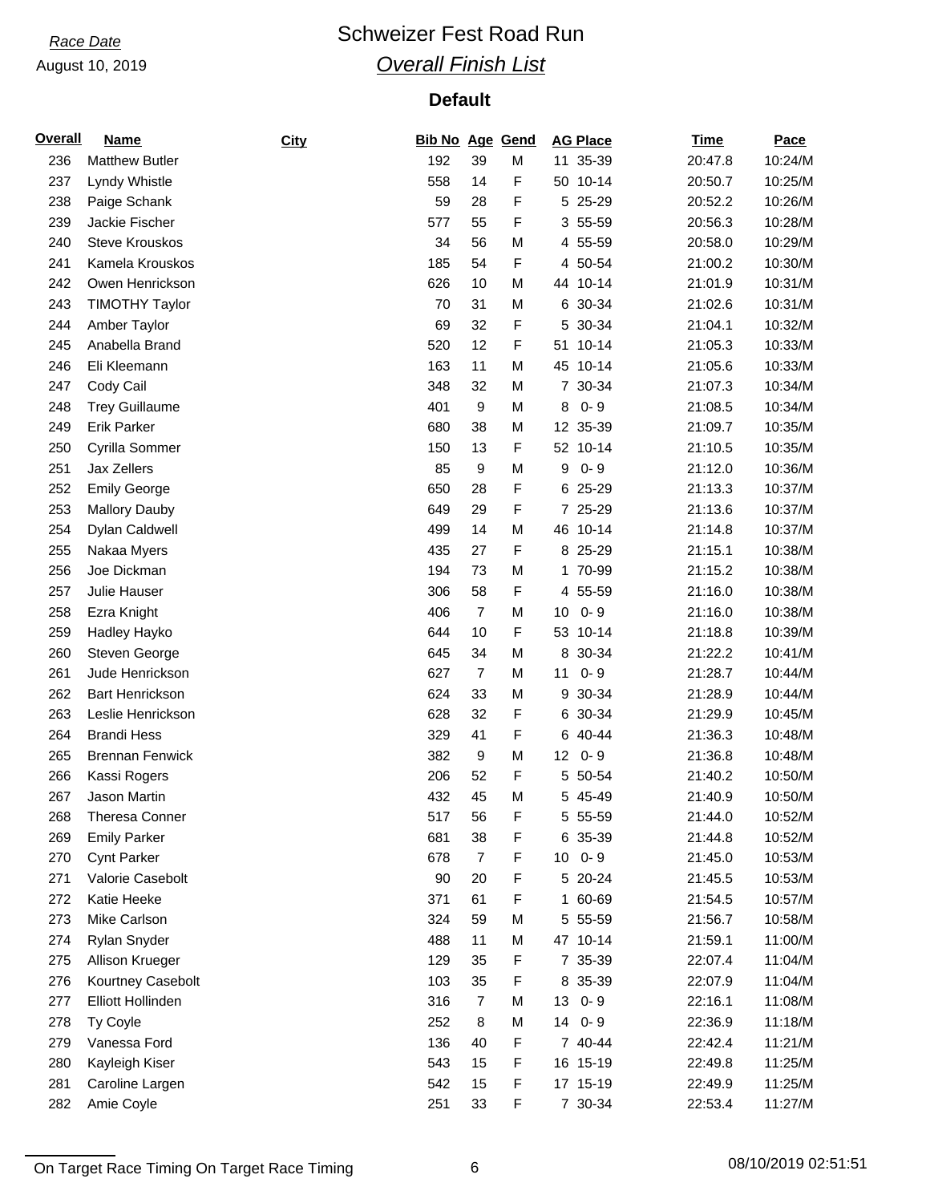*Race Date*

August 10, 2019

# Schweizer Fest Road Run

## *Overall Finish List*

### Default

| Overall | Name | City | Bib No | Age | Gend | AG Place | Time | Pace |
|---|---|---|---|---|---|---|---|---|
| 236 | Matthew Butler | | 192 | 39 | M | 11 35-39 | 20:47.8 | 10:24/M |
| 237 | Lyndy Whistle | | 558 | 14 | F | 50 10-14 | 20:50.7 | 10:25/M |
| 238 | Paige Schank | | 59 | 28 | F | 5 25-29 | 20:52.2 | 10:26/M |
| 239 | Jackie Fischer | | 577 | 55 | F | 3 55-59 | 20:56.3 | 10:28/M |
| 240 | Steve Krouskos | | 34 | 56 | M | 4 55-59 | 20:58.0 | 10:29/M |
| 241 | Kamela Krouskos | | 185 | 54 | F | 4 50-54 | 21:00.2 | 10:30/M |
| 242 | Owen Henrickson | | 626 | 10 | M | 44 10-14 | 21:01.9 | 10:31/M |
| 243 | TIMOTHY Taylor | | 70 | 31 | M | 6 30-34 | 21:02.6 | 10:31/M |
| 244 | Amber Taylor | | 69 | 32 | F | 5 30-34 | 21:04.1 | 10:32/M |
| 245 | Anabella Brand | | 520 | 12 | F | 51 10-14 | 21:05.3 | 10:33/M |
| 246 | Eli Kleemann | | 163 | 11 | M | 45 10-14 | 21:05.6 | 10:33/M |
| 247 | Cody Cail | | 348 | 32 | M | 7 30-34 | 21:07.3 | 10:34/M |
| 248 | Trey Guillaume | | 401 | 9 | M | 8 0- 9 | 21:08.5 | 10:34/M |
| 249 | Erik Parker | | 680 | 38 | M | 12 35-39 | 21:09.7 | 10:35/M |
| 250 | Cyrilla Sommer | | 150 | 13 | F | 52 10-14 | 21:10.5 | 10:35/M |
| 251 | Jax Zellers | | 85 | 9 | M | 9 0- 9 | 21:12.0 | 10:36/M |
| 252 | Emily George | | 650 | 28 | F | 6 25-29 | 21:13.3 | 10:37/M |
| 253 | Mallory Dauby | | 649 | 29 | F | 7 25-29 | 21:13.6 | 10:37/M |
| 254 | Dylan Caldwell | | 499 | 14 | M | 46 10-14 | 21:14.8 | 10:37/M |
| 255 | Nakaa Myers | | 435 | 27 | F | 8 25-29 | 21:15.1 | 10:38/M |
| 256 | Joe Dickman | | 194 | 73 | M | 1 70-99 | 21:15.2 | 10:38/M |
| 257 | Julie Hauser | | 306 | 58 | F | 4 55-59 | 21:16.0 | 10:38/M |
| 258 | Ezra Knight | | 406 | 7 | M | 10 0- 9 | 21:16.0 | 10:38/M |
| 259 | Hadley Hayko | | 644 | 10 | F | 53 10-14 | 21:18.8 | 10:39/M |
| 260 | Steven George | | 645 | 34 | M | 8 30-34 | 21:22.2 | 10:41/M |
| 261 | Jude Henrickson | | 627 | 7 | M | 11 0- 9 | 21:28.7 | 10:44/M |
| 262 | Bart Henrickson | | 624 | 33 | M | 9 30-34 | 21:28.9 | 10:44/M |
| 263 | Leslie Henrickson | | 628 | 32 | F | 6 30-34 | 21:29.9 | 10:45/M |
| 264 | Brandi Hess | | 329 | 41 | F | 6 40-44 | 21:36.3 | 10:48/M |
| 265 | Brennan Fenwick | | 382 | 9 | M | 12 0- 9 | 21:36.8 | 10:48/M |
| 266 | Kassi Rogers | | 206 | 52 | F | 5 50-54 | 21:40.2 | 10:50/M |
| 267 | Jason Martin | | 432 | 45 | M | 5 45-49 | 21:40.9 | 10:50/M |
| 268 | Theresa Conner | | 517 | 56 | F | 5 55-59 | 21:44.0 | 10:52/M |
| 269 | Emily Parker | | 681 | 38 | F | 6 35-39 | 21:44.8 | 10:52/M |
| 270 | Cynt Parker | | 678 | 7 | F | 10 0- 9 | 21:45.0 | 10:53/M |
| 271 | Valorie Casebolt | | 90 | 20 | F | 5 20-24 | 21:45.5 | 10:53/M |
| 272 | Katie Heeke | | 371 | 61 | F | 1 60-69 | 21:54.5 | 10:57/M |
| 273 | Mike Carlson | | 324 | 59 | M | 5 55-59 | 21:56.7 | 10:58/M |
| 274 | Rylan Snyder | | 488 | 11 | M | 47 10-14 | 21:59.1 | 11:00/M |
| 275 | Allison Krueger | | 129 | 35 | F | 7 35-39 | 22:07.4 | 11:04/M |
| 276 | Kourtney Casebolt | | 103 | 35 | F | 8 35-39 | 22:07.9 | 11:04/M |
| 277 | Elliott Hollinden | | 316 | 7 | M | 13 0- 9 | 22:16.1 | 11:08/M |
| 278 | Ty Coyle | | 252 | 8 | M | 14 0- 9 | 22:36.9 | 11:18/M |
| 279 | Vanessa Ford | | 136 | 40 | F | 7 40-44 | 22:42.4 | 11:21/M |
| 280 | Kayleigh Kiser | | 543 | 15 | F | 16 15-19 | 22:49.8 | 11:25/M |
| 281 | Caroline Largen | | 542 | 15 | F | 17 15-19 | 22:49.9 | 11:25/M |
| 282 | Amie Coyle | | 251 | 33 | F | 7 30-34 | 22:53.4 | 11:27/M |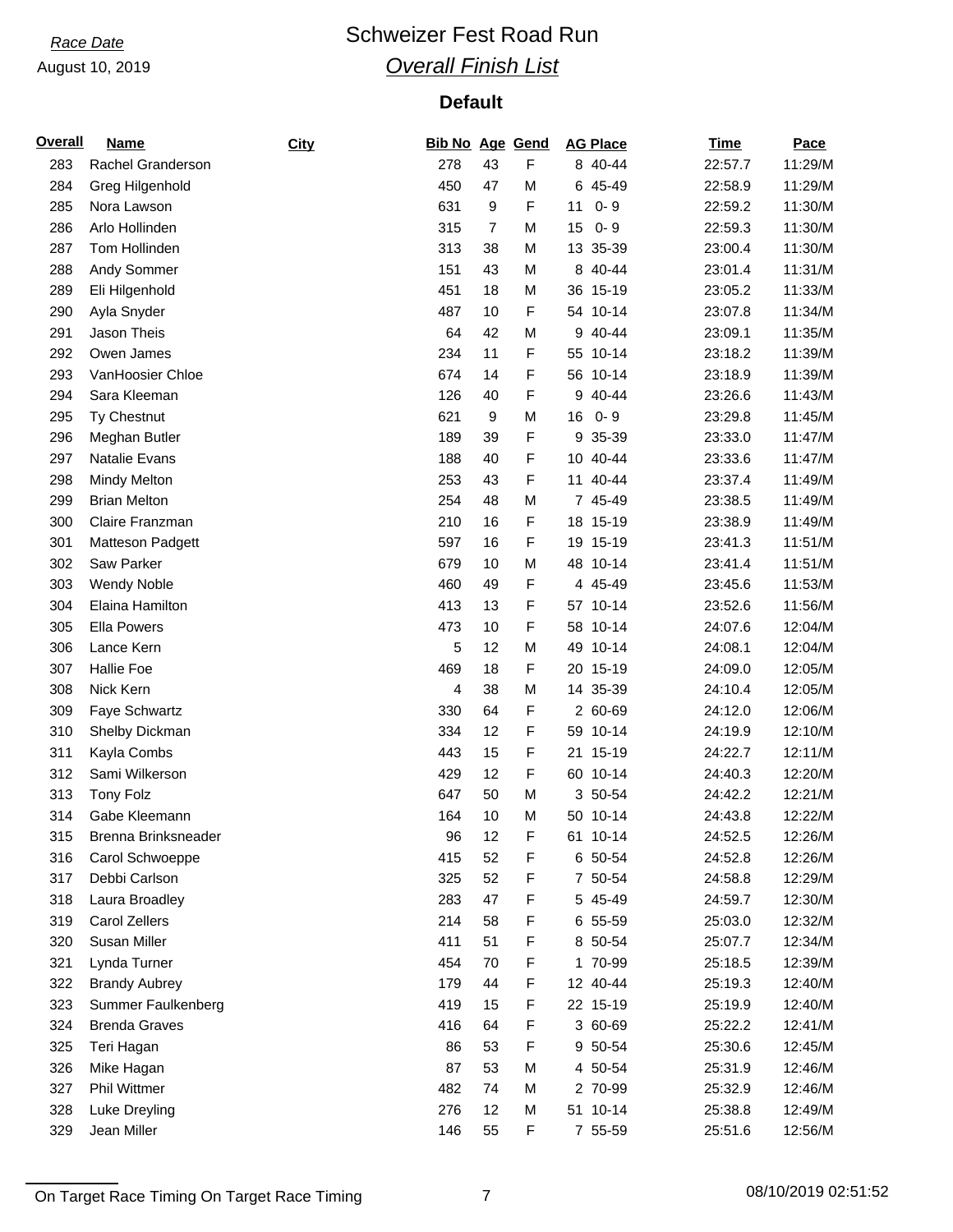Race Date
August 10, 2019

# Schweizer Fest Road Run

## *Overall Finish List*

### Default

| Overall | Name | City | Bib No | Age | Gend | AG Place | Time | Pace |
|---|---|---|---|---|---|---|---|---|
| 283 | Rachel Granderson | | 278 | 43 | F | 8 40-44 | 22:57.7 | 11:29/M |
| 284 | Greg Hilgenhold | | 450 | 47 | M | 6 45-49 | 22:58.9 | 11:29/M |
| 285 | Nora Lawson | | 631 | 9 | F | 11 0- 9 | 22:59.2 | 11:30/M |
| 286 | Arlo Hollinden | | 315 | 7 | M | 15 0- 9 | 22:59.3 | 11:30/M |
| 287 | Tom Hollinden | | 313 | 38 | M | 13 35-39 | 23:00.4 | 11:30/M |
| 288 | Andy Sommer | | 151 | 43 | M | 8 40-44 | 23:01.4 | 11:31/M |
| 289 | Eli Hilgenhold | | 451 | 18 | M | 36 15-19 | 23:05.2 | 11:33/M |
| 290 | Ayla Snyder | | 487 | 10 | F | 54 10-14 | 23:07.8 | 11:34/M |
| 291 | Jason Theis | | 64 | 42 | M | 9 40-44 | 23:09.1 | 11:35/M |
| 292 | Owen James | | 234 | 11 | F | 55 10-14 | 23:18.2 | 11:39/M |
| 293 | VanHoosier Chloe | | 674 | 14 | F | 56 10-14 | 23:18.9 | 11:39/M |
| 294 | Sara Kleeman | | 126 | 40 | F | 9 40-44 | 23:26.6 | 11:43/M |
| 295 | Ty Chestnut | | 621 | 9 | M | 16 0- 9 | 23:29.8 | 11:45/M |
| 296 | Meghan Butler | | 189 | 39 | F | 9 35-39 | 23:33.0 | 11:47/M |
| 297 | Natalie Evans | | 188 | 40 | F | 10 40-44 | 23:33.6 | 11:47/M |
| 298 | Mindy Melton | | 253 | 43 | F | 11 40-44 | 23:37.4 | 11:49/M |
| 299 | Brian Melton | | 254 | 48 | M | 7 45-49 | 23:38.5 | 11:49/M |
| 300 | Claire Franzman | | 210 | 16 | F | 18 15-19 | 23:38.9 | 11:49/M |
| 301 | Matteson Padgett | | 597 | 16 | F | 19 15-19 | 23:41.3 | 11:51/M |
| 302 | Saw Parker | | 679 | 10 | M | 48 10-14 | 23:41.4 | 11:51/M |
| 303 | Wendy Noble | | 460 | 49 | F | 4 45-49 | 23:45.6 | 11:53/M |
| 304 | Elaina Hamilton | | 413 | 13 | F | 57 10-14 | 23:52.6 | 11:56/M |
| 305 | Ella Powers | | 473 | 10 | F | 58 10-14 | 24:07.6 | 12:04/M |
| 306 | Lance Kern | | 5 | 12 | M | 49 10-14 | 24:08.1 | 12:04/M |
| 307 | Hallie Foe | | 469 | 18 | F | 20 15-19 | 24:09.0 | 12:05/M |
| 308 | Nick Kern | | 4 | 38 | M | 14 35-39 | 24:10.4 | 12:05/M |
| 309 | Faye Schwartz | | 330 | 64 | F | 2 60-69 | 24:12.0 | 12:06/M |
| 310 | Shelby Dickman | | 334 | 12 | F | 59 10-14 | 24:19.9 | 12:10/M |
| 311 | Kayla Combs | | 443 | 15 | F | 21 15-19 | 24:22.7 | 12:11/M |
| 312 | Sami Wilkerson | | 429 | 12 | F | 60 10-14 | 24:40.3 | 12:20/M |
| 313 | Tony Folz | | 647 | 50 | M | 3 50-54 | 24:42.2 | 12:21/M |
| 314 | Gabe Kleemann | | 164 | 10 | M | 50 10-14 | 24:43.8 | 12:22/M |
| 315 | Brenna Brinksneader | | 96 | 12 | F | 61 10-14 | 24:52.5 | 12:26/M |
| 316 | Carol Schwoeppe | | 415 | 52 | F | 6 50-54 | 24:52.8 | 12:26/M |
| 317 | Debbi Carlson | | 325 | 52 | F | 7 50-54 | 24:58.8 | 12:29/M |
| 318 | Laura Broadley | | 283 | 47 | F | 5 45-49 | 24:59.7 | 12:30/M |
| 319 | Carol Zellers | | 214 | 58 | F | 6 55-59 | 25:03.0 | 12:32/M |
| 320 | Susan Miller | | 411 | 51 | F | 8 50-54 | 25:07.7 | 12:34/M |
| 321 | Lynda Turner | | 454 | 70 | F | 1 70-99 | 25:18.5 | 12:39/M |
| 322 | Brandy Aubrey | | 179 | 44 | F | 12 40-44 | 25:19.3 | 12:40/M |
| 323 | Summer Faulkenberg | | 419 | 15 | F | 22 15-19 | 25:19.9 | 12:40/M |
| 324 | Brenda Graves | | 416 | 64 | F | 3 60-69 | 25:22.2 | 12:41/M |
| 325 | Teri Hagan | | 86 | 53 | F | 9 50-54 | 25:30.6 | 12:45/M |
| 326 | Mike Hagan | | 87 | 53 | M | 4 50-54 | 25:31.9 | 12:46/M |
| 327 | Phil Wittmer | | 482 | 74 | M | 2 70-99 | 25:32.9 | 12:46/M |
| 328 | Luke Dreyling | | 276 | 12 | M | 51 10-14 | 25:38.8 | 12:49/M |
| 329 | Jean Miller | | 146 | 55 | F | 7 55-59 | 25:51.6 | 12:56/M |

On Target Race Timing On Target Race Timing 08/10/2019 02:51:52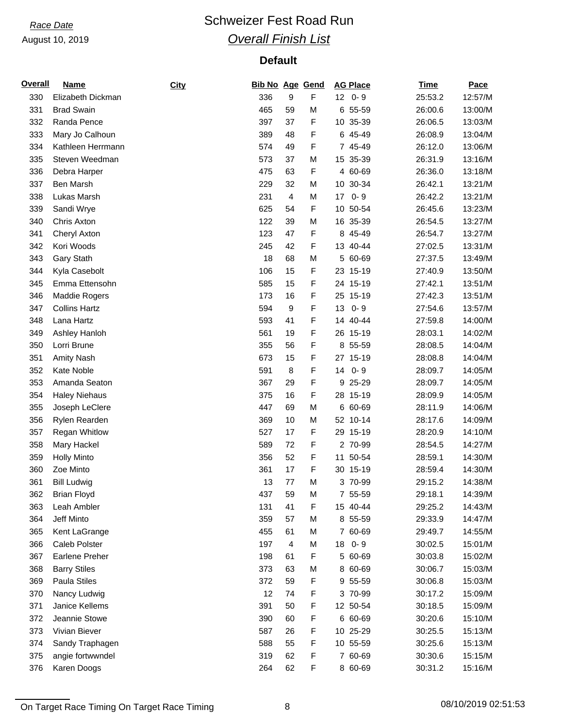*Race Date*

August 10, 2019

# Schweizer Fest Road Run

## *Overall Finish List*

### Default

| Overall | Name | City | Bib No | Age | Gend | AG Place | Time | Pace |
|---|---|---|---|---|---|---|---|---|
| 330 | Elizabeth Dickman | | 336 | 9 | F | 12 0- 9 | 25:53.2 | 12:57/M |
| 331 | Brad Swain | | 465 | 59 | M | 6 55-59 | 26:00.6 | 13:00/M |
| 332 | Randa Pence | | 397 | 37 | F | 10 35-39 | 26:06.5 | 13:03/M |
| 333 | Mary Jo Calhoun | | 389 | 48 | F | 6 45-49 | 26:08.9 | 13:04/M |
| 334 | Kathleen Herrmann | | 574 | 49 | F | 7 45-49 | 26:12.0 | 13:06/M |
| 335 | Steven Weedman | | 573 | 37 | M | 15 35-39 | 26:31.9 | 13:16/M |
| 336 | Debra Harper | | 475 | 63 | F | 4 60-69 | 26:36.0 | 13:18/M |
| 337 | Ben Marsh | | 229 | 32 | M | 10 30-34 | 26:42.1 | 13:21/M |
| 338 | Lukas Marsh | | 231 | 4 | M | 17 0- 9 | 26:42.2 | 13:21/M |
| 339 | Sandi Wrye | | 625 | 54 | F | 10 50-54 | 26:45.6 | 13:23/M |
| 340 | Chris Axton | | 122 | 39 | M | 16 35-39 | 26:54.5 | 13:27/M |
| 341 | Cheryl Axton | | 123 | 47 | F | 8 45-49 | 26:54.7 | 13:27/M |
| 342 | Kori Woods | | 245 | 42 | F | 13 40-44 | 27:02.5 | 13:31/M |
| 343 | Gary Stath | | 18 | 68 | M | 5 60-69 | 27:37.5 | 13:49/M |
| 344 | Kyla Casebolt | | 106 | 15 | F | 23 15-19 | 27:40.9 | 13:50/M |
| 345 | Emma Ettensohn | | 585 | 15 | F | 24 15-19 | 27:42.1 | 13:51/M |
| 346 | Maddie Rogers | | 173 | 16 | F | 25 15-19 | 27:42.3 | 13:51/M |
| 347 | Collins Hartz | | 594 | 9 | F | 13 0- 9 | 27:54.6 | 13:57/M |
| 348 | Lana Hartz | | 593 | 41 | F | 14 40-44 | 27:59.8 | 14:00/M |
| 349 | Ashley Hanloh | | 561 | 19 | F | 26 15-19 | 28:03.1 | 14:02/M |
| 350 | Lorri Brune | | 355 | 56 | F | 8 55-59 | 28:08.5 | 14:04/M |
| 351 | Amity Nash | | 673 | 15 | F | 27 15-19 | 28:08.8 | 14:04/M |
| 352 | Kate Noble | | 591 | 8 | F | 14 0- 9 | 28:09.7 | 14:05/M |
| 353 | Amanda Seaton | | 367 | 29 | F | 9 25-29 | 28:09.7 | 14:05/M |
| 354 | Haley Niehaus | | 375 | 16 | F | 28 15-19 | 28:09.9 | 14:05/M |
| 355 | Joseph LeClere | | 447 | 69 | M | 6 60-69 | 28:11.9 | 14:06/M |
| 356 | Rylen Rearden | | 369 | 10 | M | 52 10-14 | 28:17.6 | 14:09/M |
| 357 | Regan Whitlow | | 527 | 17 | F | 29 15-19 | 28:20.9 | 14:10/M |
| 358 | Mary Hackel | | 589 | 72 | F | 2 70-99 | 28:54.5 | 14:27/M |
| 359 | Holly Minto | | 356 | 52 | F | 11 50-54 | 28:59.1 | 14:30/M |
| 360 | Zoe Minto | | 361 | 17 | F | 30 15-19 | 28:59.4 | 14:30/M |
| 361 | Bill Ludwig | | 13 | 77 | M | 3 70-99 | 29:15.2 | 14:38/M |
| 362 | Brian Floyd | | 437 | 59 | M | 7 55-59 | 29:18.1 | 14:39/M |
| 363 | Leah Ambler | | 131 | 41 | F | 15 40-44 | 29:25.2 | 14:43/M |
| 364 | Jeff Minto | | 359 | 57 | M | 8 55-59 | 29:33.9 | 14:47/M |
| 365 | Kent LaGrange | | 455 | 61 | M | 7 60-69 | 29:49.7 | 14:55/M |
| 366 | Caleb Polster | | 197 | 4 | M | 18 0- 9 | 30:02.5 | 15:01/M |
| 367 | Earlene Preher | | 198 | 61 | F | 5 60-69 | 30:03.8 | 15:02/M |
| 368 | Barry Stiles | | 373 | 63 | M | 8 60-69 | 30:06.7 | 15:03/M |
| 369 | Paula Stiles | | 372 | 59 | F | 9 55-59 | 30:06.8 | 15:03/M |
| 370 | Nancy Ludwig | | 12 | 74 | F | 3 70-99 | 30:17.2 | 15:09/M |
| 371 | Janice Kellems | | 391 | 50 | F | 12 50-54 | 30:18.5 | 15:09/M |
| 372 | Jeannie Stowe | | 390 | 60 | F | 6 60-69 | 30:20.6 | 15:10/M |
| 373 | Vivian Biever | | 587 | 26 | F | 10 25-29 | 30:25.5 | 15:13/M |
| 374 | Sandy Traphagen | | 588 | 55 | F | 10 55-59 | 30:25.6 | 15:13/M |
| 375 | angie fortwwndel | | 319 | 62 | F | 7 60-69 | 30:30.6 | 15:15/M |
| 376 | Karen Doogs | | 264 | 62 | F | 8 60-69 | 30:31.2 | 15:16/M |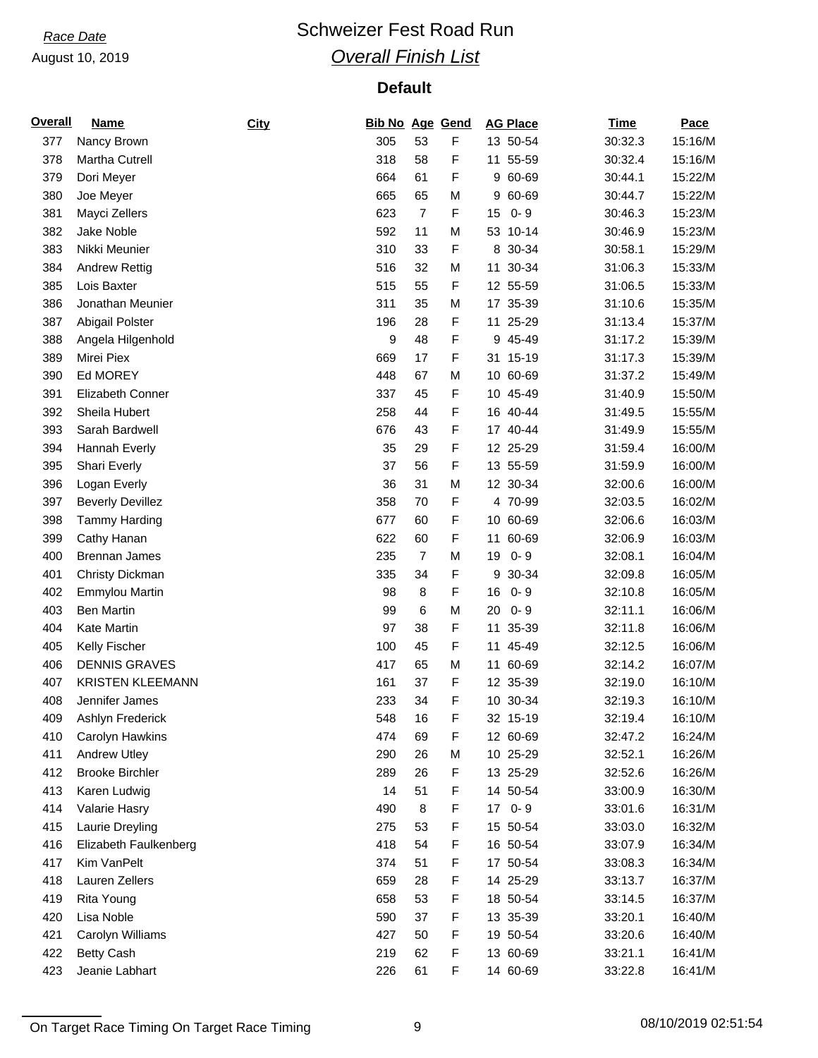*Race Date*

August 10, 2019

# Schweizer Fest Road Run

## *Overall Finish List*

### Default

| Overall | Name | City | Bib No | Age | Gend | AG Place | Time | Pace |
|---|---|---|---|---|---|---|---|---|
| 377 | Nancy Brown | | 305 | 53 | F | 13 50-54 | 30:32.3 | 15:16/M |
| 378 | Martha Cutrell | | 318 | 58 | F | 11 55-59 | 30:32.4 | 15:16/M |
| 379 | Dori Meyer | | 664 | 61 | F | 9 60-69 | 30:44.1 | 15:22/M |
| 380 | Joe Meyer | | 665 | 65 | M | 9 60-69 | 30:44.7 | 15:22/M |
| 381 | Mayci Zellers | | 623 | 7 | F | 15 0- 9 | 30:46.3 | 15:23/M |
| 382 | Jake Noble | | 592 | 11 | M | 53 10-14 | 30:46.9 | 15:23/M |
| 383 | Nikki Meunier | | 310 | 33 | F | 8 30-34 | 30:58.1 | 15:29/M |
| 384 | Andrew Rettig | | 516 | 32 | M | 11 30-34 | 31:06.3 | 15:33/M |
| 385 | Lois Baxter | | 515 | 55 | F | 12 55-59 | 31:06.5 | 15:33/M |
| 386 | Jonathan Meunier | | 311 | 35 | M | 17 35-39 | 31:10.6 | 15:35/M |
| 387 | Abigail Polster | | 196 | 28 | F | 11 25-29 | 31:13.4 | 15:37/M |
| 388 | Angela Hilgenhold | | 9 | 48 | F | 9 45-49 | 31:17.2 | 15:39/M |
| 389 | Mirei Piex | | 669 | 17 | F | 31 15-19 | 31:17.3 | 15:39/M |
| 390 | Ed MOREY | | 448 | 67 | M | 10 60-69 | 31:37.2 | 15:49/M |
| 391 | Elizabeth Conner | | 337 | 45 | F | 10 45-49 | 31:40.9 | 15:50/M |
| 392 | Sheila Hubert | | 258 | 44 | F | 16 40-44 | 31:49.5 | 15:55/M |
| 393 | Sarah Bardwell | | 676 | 43 | F | 17 40-44 | 31:49.9 | 15:55/M |
| 394 | Hannah Everly | | 35 | 29 | F | 12 25-29 | 31:59.4 | 16:00/M |
| 395 | Shari Everly | | 37 | 56 | F | 13 55-59 | 31:59.9 | 16:00/M |
| 396 | Logan Everly | | 36 | 31 | M | 12 30-34 | 32:00.6 | 16:00/M |
| 397 | Beverly Devillez | | 358 | 70 | F | 4 70-99 | 32:03.5 | 16:02/M |
| 398 | Tammy Harding | | 677 | 60 | F | 10 60-69 | 32:06.6 | 16:03/M |
| 399 | Cathy Hanan | | 622 | 60 | F | 11 60-69 | 32:06.9 | 16:03/M |
| 400 | Brennan James | | 235 | 7 | M | 19 0- 9 | 32:08.1 | 16:04/M |
| 401 | Christy Dickman | | 335 | 34 | F | 9 30-34 | 32:09.8 | 16:05/M |
| 402 | Emmylou Martin | | 98 | 8 | F | 16 0- 9 | 32:10.8 | 16:05/M |
| 403 | Ben Martin | | 99 | 6 | M | 20 0- 9 | 32:11.1 | 16:06/M |
| 404 | Kate Martin | | 97 | 38 | F | 11 35-39 | 32:11.8 | 16:06/M |
| 405 | Kelly Fischer | | 100 | 45 | F | 11 45-49 | 32:12.5 | 16:06/M |
| 406 | DENNIS GRAVES | | 417 | 65 | M | 11 60-69 | 32:14.2 | 16:07/M |
| 407 | KRISTEN KLEEMANN | | 161 | 37 | F | 12 35-39 | 32:19.0 | 16:10/M |
| 408 | Jennifer James | | 233 | 34 | F | 10 30-34 | 32:19.3 | 16:10/M |
| 409 | Ashlyn Frederick | | 548 | 16 | F | 32 15-19 | 32:19.4 | 16:10/M |
| 410 | Carolyn Hawkins | | 474 | 69 | F | 12 60-69 | 32:47.2 | 16:24/M |
| 411 | Andrew Utley | | 290 | 26 | M | 10 25-29 | 32:52.1 | 16:26/M |
| 412 | Brooke Birchler | | 289 | 26 | F | 13 25-29 | 32:52.6 | 16:26/M |
| 413 | Karen Ludwig | | 14 | 51 | F | 14 50-54 | 33:00.9 | 16:30/M |
| 414 | Valarie Hasry | | 490 | 8 | F | 17 0- 9 | 33:01.6 | 16:31/M |
| 415 | Laurie Dreyling | | 275 | 53 | F | 15 50-54 | 33:03.0 | 16:32/M |
| 416 | Elizabeth Faulkenberg | | 418 | 54 | F | 16 50-54 | 33:07.9 | 16:34/M |
| 417 | Kim VanPelt | | 374 | 51 | F | 17 50-54 | 33:08.3 | 16:34/M |
| 418 | Lauren Zellers | | 659 | 28 | F | 14 25-29 | 33:13.7 | 16:37/M |
| 419 | Rita Young | | 658 | 53 | F | 18 50-54 | 33:14.5 | 16:37/M |
| 420 | Lisa Noble | | 590 | 37 | F | 13 35-39 | 33:20.1 | 16:40/M |
| 421 | Carolyn Williams | | 427 | 50 | F | 19 50-54 | 33:20.6 | 16:40/M |
| 422 | Betty Cash | | 219 | 62 | F | 13 60-69 | 33:21.1 | 16:41/M |
| 423 | Jeanie Labhart | | 226 | 61 | F | 14 60-69 | 33:22.8 | 16:41/M |

On Target Race Timing On Target Race Timing 08/10/2019 02:51:54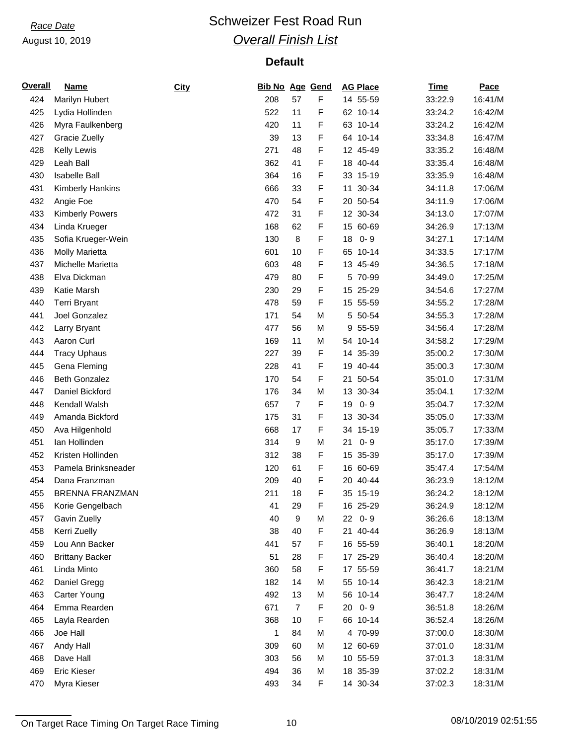*Race Date*
August 10, 2019

# Schweizer Fest Road Run

## *Overall Finish List*

### Default

| Overall | Name | City | Bib No | Age | Gend | AG Place | Time | Pace |
|---|---|---|---|---|---|---|---|---|
| 424 | Marilyn Hubert | | 208 | 57 | F | 14 55-59 | 33:22.9 | 16:41/M |
| 425 | Lydia Hollinden | | 522 | 11 | F | 62 10-14 | 33:24.2 | 16:42/M |
| 426 | Myra Faulkenberg | | 420 | 11 | F | 63 10-14 | 33:24.2 | 16:42/M |
| 427 | Gracie Zuelly | | 39 | 13 | F | 64 10-14 | 33:34.8 | 16:47/M |
| 428 | Kelly Lewis | | 271 | 48 | F | 12 45-49 | 33:35.2 | 16:48/M |
| 429 | Leah Ball | | 362 | 41 | F | 18 40-44 | 33:35.4 | 16:48/M |
| 430 | Isabelle Ball | | 364 | 16 | F | 33 15-19 | 33:35.9 | 16:48/M |
| 431 | Kimberly Hankins | | 666 | 33 | F | 11 30-34 | 34:11.8 | 17:06/M |
| 432 | Angie Foe | | 470 | 54 | F | 20 50-54 | 34:11.9 | 17:06/M |
| 433 | Kimberly Powers | | 472 | 31 | F | 12 30-34 | 34:13.0 | 17:07/M |
| 434 | Linda Krueger | | 168 | 62 | F | 15 60-69 | 34:26.9 | 17:13/M |
| 435 | Sofia Krueger-Wein | | 130 | 8 | F | 18 0-9 | 34:27.1 | 17:14/M |
| 436 | Molly Marietta | | 601 | 10 | F | 65 10-14 | 34:33.5 | 17:17/M |
| 437 | Michelle Marietta | | 603 | 48 | F | 13 45-49 | 34:36.5 | 17:18/M |
| 438 | Elva Dickman | | 479 | 80 | F | 5 70-99 | 34:49.0 | 17:25/M |
| 439 | Katie Marsh | | 230 | 29 | F | 15 25-29 | 34:54.6 | 17:27/M |
| 440 | Terri Bryant | | 478 | 59 | F | 15 55-59 | 34:55.2 | 17:28/M |
| 441 | Joel Gonzalez | | 171 | 54 | M | 5 50-54 | 34:55.3 | 17:28/M |
| 442 | Larry Bryant | | 477 | 56 | M | 9 55-59 | 34:56.4 | 17:28/M |
| 443 | Aaron Curl | | 169 | 11 | M | 54 10-14 | 34:58.2 | 17:29/M |
| 444 | Tracy Uphaus | | 227 | 39 | F | 14 35-39 | 35:00.2 | 17:30/M |
| 445 | Gena Fleming | | 228 | 41 | F | 19 40-44 | 35:00.3 | 17:30/M |
| 446 | Beth Gonzalez | | 170 | 54 | F | 21 50-54 | 35:01.0 | 17:31/M |
| 447 | Daniel Bickford | | 176 | 34 | M | 13 30-34 | 35:04.1 | 17:32/M |
| 448 | Kendall Walsh | | 657 | 7 | F | 19 0-9 | 35:04.7 | 17:32/M |
| 449 | Amanda Bickford | | 175 | 31 | F | 13 30-34 | 35:05.0 | 17:33/M |
| 450 | Ava Hilgenhold | | 668 | 17 | F | 34 15-19 | 35:05.7 | 17:33/M |
| 451 | Ian Hollinden | | 314 | 9 | M | 21 0-9 | 35:17.0 | 17:39/M |
| 452 | Kristen Hollinden | | 312 | 38 | F | 15 35-39 | 35:17.0 | 17:39/M |
| 453 | Pamela Brinksneader | | 120 | 61 | F | 16 60-69 | 35:47.4 | 17:54/M |
| 454 | Dana Franzman | | 209 | 40 | F | 20 40-44 | 36:23.9 | 18:12/M |
| 455 | BRENNA FRANZMAN | | 211 | 18 | F | 35 15-19 | 36:24.2 | 18:12/M |
| 456 | Korie Gengelbach | | 41 | 29 | F | 16 25-29 | 36:24.9 | 18:12/M |
| 457 | Gavin Zuelly | | 40 | 9 | M | 22 0-9 | 36:26.6 | 18:13/M |
| 458 | Kerri Zuelly | | 38 | 40 | F | 21 40-44 | 36:26.9 | 18:13/M |
| 459 | Lou Ann Backer | | 441 | 57 | F | 16 55-59 | 36:40.1 | 18:20/M |
| 460 | Brittany Backer | | 51 | 28 | F | 17 25-29 | 36:40.4 | 18:20/M |
| 461 | Linda Minto | | 360 | 58 | F | 17 55-59 | 36:41.7 | 18:21/M |
| 462 | Daniel Gregg | | 182 | 14 | M | 55 10-14 | 36:42.3 | 18:21/M |
| 463 | Carter Young | | 492 | 13 | M | 56 10-14 | 36:47.7 | 18:24/M |
| 464 | Emma Rearden | | 671 | 7 | F | 20 0-9 | 36:51.8 | 18:26/M |
| 465 | Layla Rearden | | 368 | 10 | F | 66 10-14 | 36:52.4 | 18:26/M |
| 466 | Joe Hall | | 1 | 84 | M | 4 70-99 | 37:00.0 | 18:30/M |
| 467 | Andy Hall | | 309 | 60 | M | 12 60-69 | 37:01.0 | 18:31/M |
| 468 | Dave Hall | | 303 | 56 | M | 10 55-59 | 37:01.3 | 18:31/M |
| 469 | Eric Kieser | | 494 | 36 | M | 18 35-39 | 37:02.2 | 18:31/M |
| 470 | Myra Kieser | | 493 | 34 | F | 14 30-34 | 37:02.3 | 18:31/M |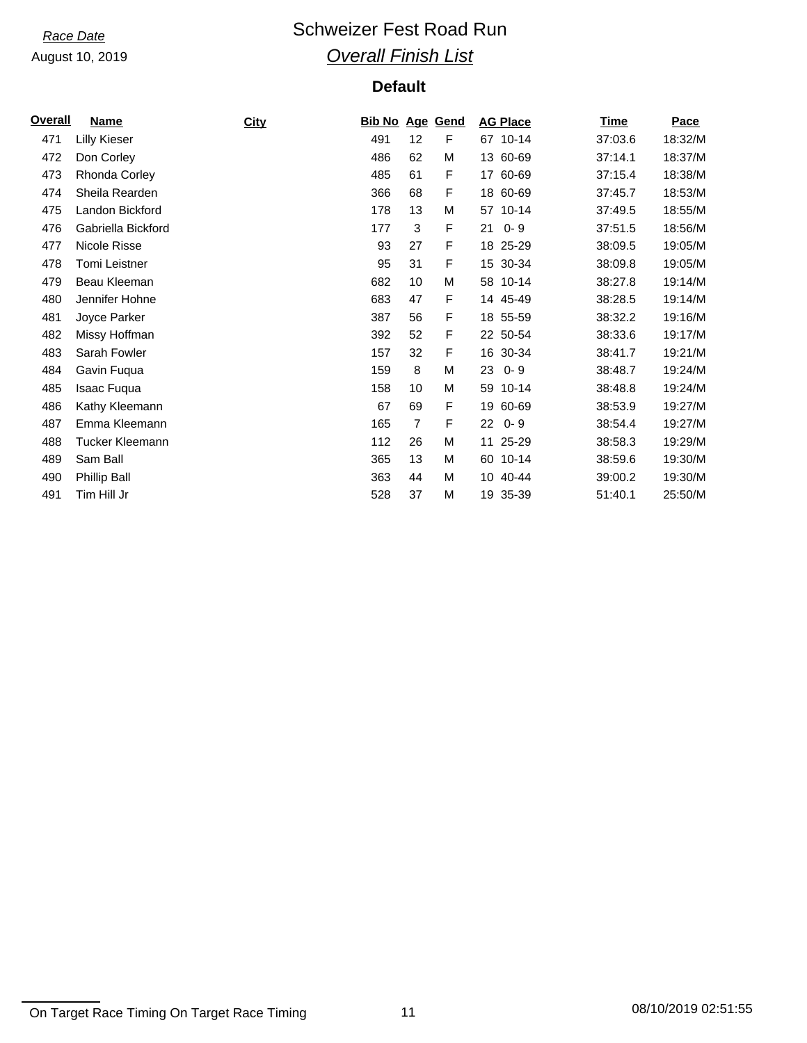*Race Date*

August 10, 2019

# Schweizer Fest Road Run

## *Overall Finish List*

### Default

| Overall | Name | City | Bib No | Age | Gend | AG Place | Time | Pace |
|---|---|---|---|---|---|---|---|---|
| 471 | Lilly Kieser | | 491 | 12 | F | 67 10-14 | 37:03.6 | 18:32/M |
| 472 | Don Corley | | 486 | 62 | M | 13 60-69 | 37:14.1 | 18:37/M |
| 473 | Rhonda Corley | | 485 | 61 | F | 17 60-69 | 37:15.4 | 18:38/M |
| 474 | Sheila Rearden | | 366 | 68 | F | 18 60-69 | 37:45.7 | 18:53/M |
| 475 | Landon Bickford | | 178 | 13 | M | 57 10-14 | 37:49.5 | 18:55/M |
| 476 | Gabriella Bickford | | 177 | 3 | F | 21 0- 9 | 37:51.5 | 18:56/M |
| 477 | Nicole Risse | | 93 | 27 | F | 18 25-29 | 38:09.5 | 19:05/M |
| 478 | Tomi Leistner | | 95 | 31 | F | 15 30-34 | 38:09.8 | 19:05/M |
| 479 | Beau Kleeman | | 682 | 10 | M | 58 10-14 | 38:27.8 | 19:14/M |
| 480 | Jennifer Hohne | | 683 | 47 | F | 14 45-49 | 38:28.5 | 19:14/M |
| 481 | Joyce Parker | | 387 | 56 | F | 18 55-59 | 38:32.2 | 19:16/M |
| 482 | Missy Hoffman | | 392 | 52 | F | 22 50-54 | 38:33.6 | 19:17/M |
| 483 | Sarah Fowler | | 157 | 32 | F | 16 30-34 | 38:41.7 | 19:21/M |
| 484 | Gavin Fuqua | | 159 | 8 | M | 23 0- 9 | 38:48.7 | 19:24/M |
| 485 | Isaac Fuqua | | 158 | 10 | M | 59 10-14 | 38:48.8 | 19:24/M |
| 486 | Kathy Kleemann | | 67 | 69 | F | 19 60-69 | 38:53.9 | 19:27/M |
| 487 | Emma Kleemann | | 165 | 7 | F | 22 0- 9 | 38:54.4 | 19:27/M |
| 488 | Tucker Kleemann | | 112 | 26 | M | 11 25-29 | 38:58.3 | 19:29/M |
| 489 | Sam Ball | | 365 | 13 | M | 60 10-14 | 38:59.6 | 19:30/M |
| 490 | Phillip Ball | | 363 | 44 | M | 10 40-44 | 39:00.2 | 19:30/M |
| 491 | Tim Hill Jr | | 528 | 37 | M | 19 35-39 | 51:40.1 | 25:50/M |

On Target Race Timing On Target Race Timing 08/10/2019 02:51:55